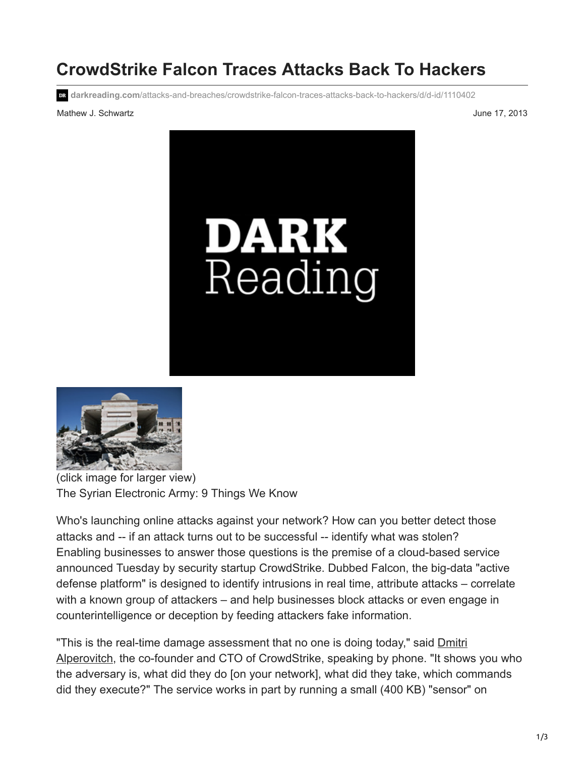# CrowdStrike Falcon Traces Attacks Back To Hackers

darkreading.com/attacks-and-breaches/crowdstrike-falcon-traces-attacks-back-to-hackers/d/d-id/1110402

Mathew J. Schwartz

June 17, 2013

(click image for larger view)
The Syrian Electronic Army: 9 Things We Know

Who's launching online attacks against your network? How can you better detect those attacks and -- if an attack turns out to be successful -- identify what was stolen? Enabling businesses to answer those questions is the premise of a cloud-based service announced Tuesday by security startup CrowdStrike. Dubbed Falcon, the big-data "active defense platform" is designed to identify intrusions in real time, attribute attacks – correlate with a known group of attackers – and help businesses block attacks or even engage in counterintelligence or deception by feeding attackers fake information.

"This is the real-time damage assessment that no one is doing today," said Dmitri Alperovitch, the co-founder and CTO of CrowdStrike, speaking by phone. "It shows you who the adversary is, what did they do [on your network], what did they take, which commands did they execute?" The service works in part by running a small (400 KB) "sensor" on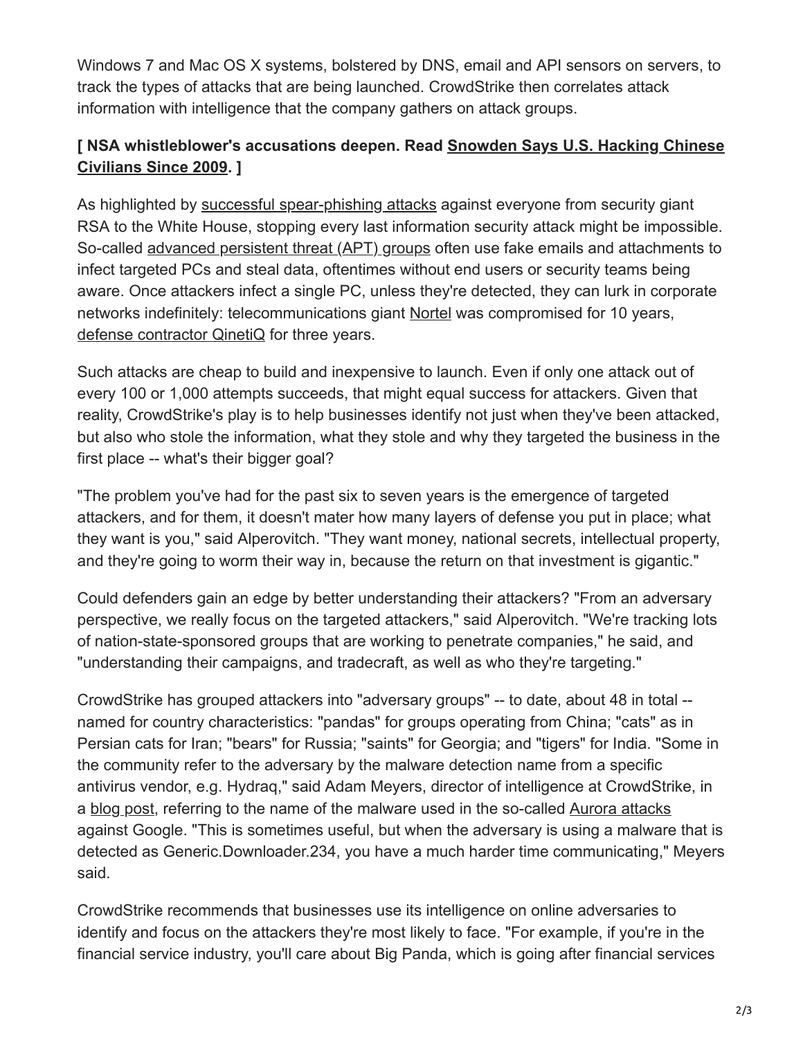Windows 7 and Mac OS X systems, bolstered by DNS, email and API sensors on servers, to track the types of attacks that are being launched. CrowdStrike then correlates attack information with intelligence that the company gathers on attack groups.

**[ NSA whistleblower's accusations deepen. Read Snowden Says U.S. Hacking Chinese Civilians Since 2009. ]**

As highlighted by successful spear-phishing attacks against everyone from security giant RSA to the White House, stopping every last information security attack might be impossible. So-called advanced persistent threat (APT) groups often use fake emails and attachments to infect targeted PCs and steal data, oftentimes without end users or security teams being aware. Once attackers infect a single PC, unless they're detected, they can lurk in corporate networks indefinitely: telecommunications giant Nortel was compromised for 10 years, defense contractor QinetiQ for three years.

Such attacks are cheap to build and inexpensive to launch. Even if only one attack out of every 100 or 1,000 attempts succeeds, that might equal success for attackers. Given that reality, CrowdStrike's play is to help businesses identify not just when they've been attacked, but also who stole the information, what they stole and why they targeted the business in the first place -- what's their bigger goal?

"The problem you've had for the past six to seven years is the emergence of targeted attackers, and for them, it doesn't mater how many layers of defense you put in place; what they want is you," said Alperovitch. "They want money, national secrets, intellectual property, and they're going to worm their way in, because the return on that investment is gigantic."

Could defenders gain an edge by better understanding their attackers? "From an adversary perspective, we really focus on the targeted attackers," said Alperovitch. "We're tracking lots of nation-state-sponsored groups that are working to penetrate companies," he said, and "understanding their campaigns, and tradecraft, as well as who they're targeting."

CrowdStrike has grouped attackers into "adversary groups" -- to date, about 48 in total -- named for country characteristics: "pandas" for groups operating from China; "cats" as in Persian cats for Iran; "bears" for Russia; "saints" for Georgia; and "tigers" for India. "Some in the community refer to the adversary by the malware detection name from a specific antivirus vendor, e.g. Hydraq," said Adam Meyers, director of intelligence at CrowdStrike, in a blog post, referring to the name of the malware used in the so-called Aurora attacks against Google. "This is sometimes useful, but when the adversary is using a malware that is detected as Generic.Downloader.234, you have a much harder time communicating," Meyers said.

CrowdStrike recommends that businesses use its intelligence on online adversaries to identify and focus on the attackers they're most likely to face. "For example, if you're in the financial service industry, you'll care about Big Panda, which is going after financial services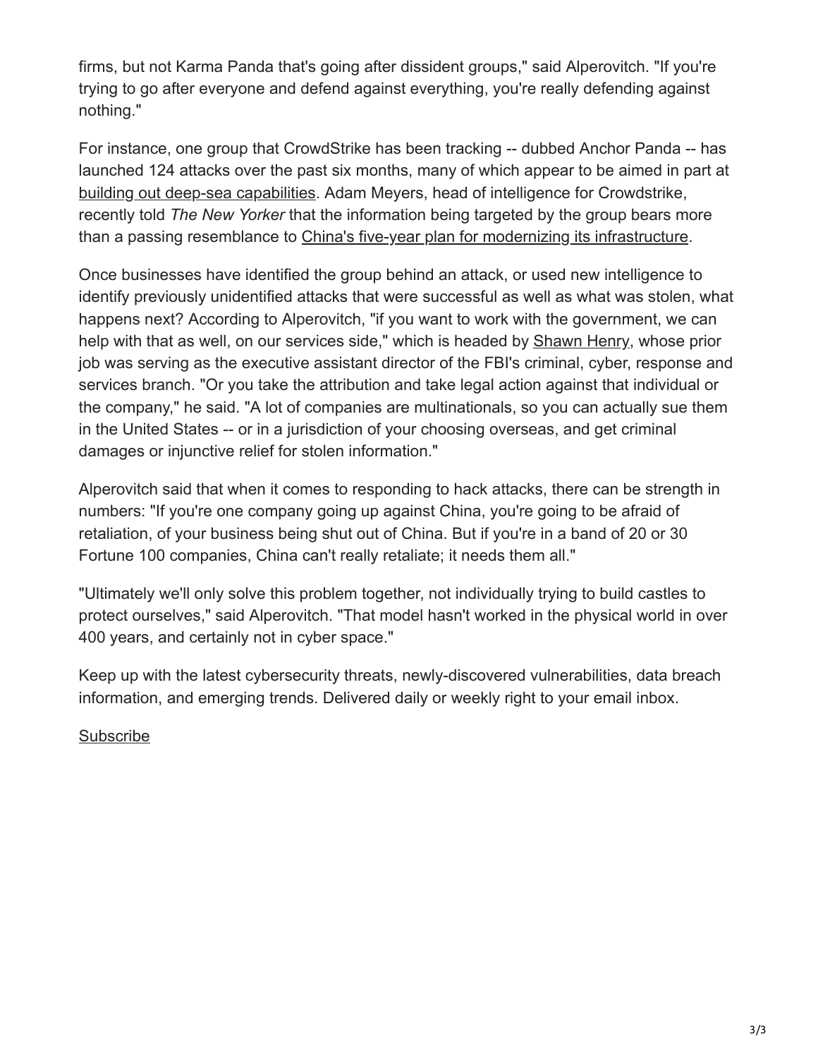firms, but not Karma Panda that's going after dissident groups," said Alperovitch. "If you're trying to go after everyone and defend against everything, you're really defending against nothing."

For instance, one group that CrowdStrike has been tracking -- dubbed Anchor Panda -- has launched 124 attacks over the past six months, many of which appear to be aimed in part at building out deep-sea capabilities. Adam Meyers, head of intelligence for Crowdstrike, recently told *The New Yorker* that the information being targeted by the group bears more than a passing resemblance to China's five-year plan for modernizing its infrastructure.

Once businesses have identified the group behind an attack, or used new intelligence to identify previously unidentified attacks that were successful as well as what was stolen, what happens next? According to Alperovitch, "if you want to work with the government, we can help with that as well, on our services side," which is headed by Shawn Henry, whose prior job was serving as the executive assistant director of the FBI's criminal, cyber, response and services branch. "Or you take the attribution and take legal action against that individual or the company," he said. "A lot of companies are multinationals, so you can actually sue them in the United States -- or in a jurisdiction of your choosing overseas, and get criminal damages or injunctive relief for stolen information."

Alperovitch said that when it comes to responding to hack attacks, there can be strength in numbers: "If you're one company going up against China, you're going to be afraid of retaliation, of your business being shut out of China. But if you're in a band of 20 or 30 Fortune 100 companies, China can't really retaliate; it needs them all."

"Ultimately we'll only solve this problem together, not individually trying to build castles to protect ourselves," said Alperovitch. "That model hasn't worked in the physical world in over 400 years, and certainly not in cyber space."

Keep up with the latest cybersecurity threats, newly-discovered vulnerabilities, data breach information, and emerging trends. Delivered daily or weekly right to your email inbox.

Subscribe